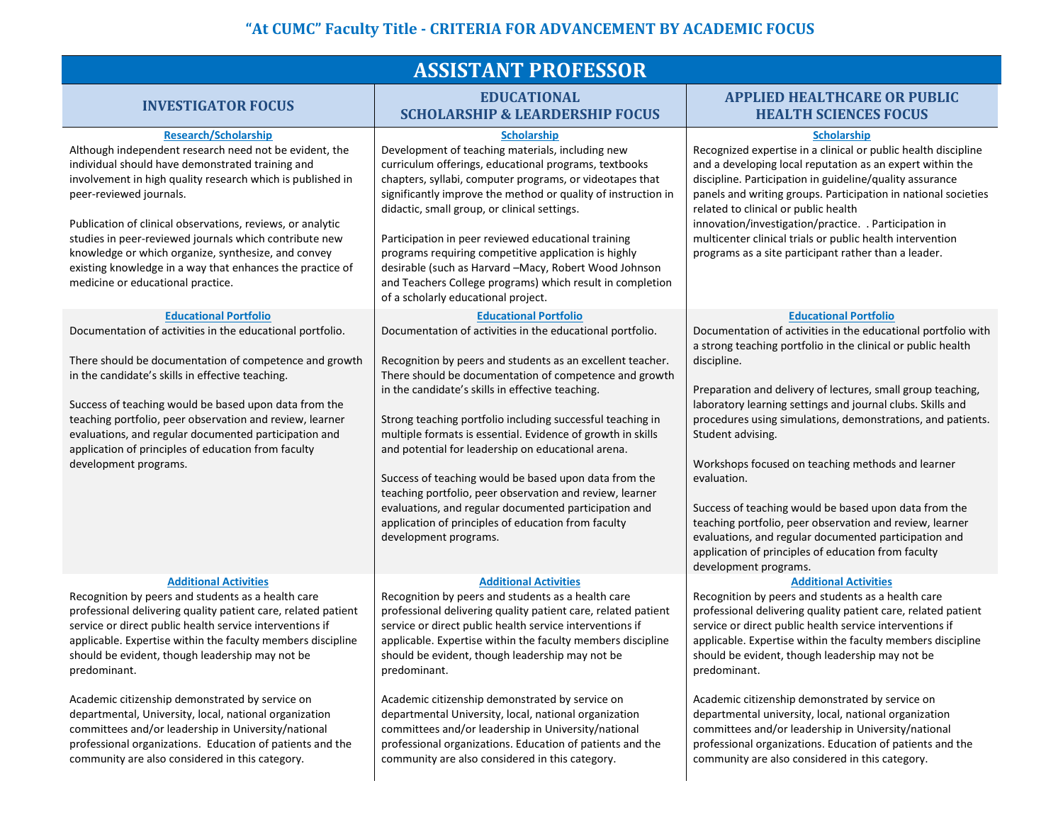# "At CUMC" Faculty Title - CRITERIA FOR ADVANCEMENT BY ACADEMIC FOCUS

## ASSISTANT PROFESSOR

| INVESTIGATOR FOCUS | EDUCATIONAL SCHOLARSHIP & LEARDERSHIP FOCUS | APPLIED HEALTHCARE OR PUBLIC HEALTH SCIENCES FOCUS |
|---|---|---|
| **Research/Scholarship**<br>Although independent research need not be evident, the individual should have demonstrated training and involvement in high quality research which is published in peer-reviewed journals.<br><br>Publication of clinical observations, reviews, or analytic studies in peer-reviewed journals which contribute new knowledge or which organize, synthesize, and convey existing knowledge in a way that enhances the practice of medicine or educational practice. | **Scholarship**<br>Development of teaching materials, including new curriculum offerings, educational programs, textbooks chapters, syllabi, computer programs, or videotapes that significantly improve the method or quality of instruction in didactic, small group, or clinical settings.<br><br>Participation in peer reviewed educational training programs requiring competitive application is highly desirable (such as Harvard –Macy, Robert Wood Johnson and Teachers College programs) which result in completion of a scholarly educational project. | **Scholarship**<br>Recognized expertise in a clinical or public health discipline and a developing local reputation as an expert within the discipline. Participation in guideline/quality assurance panels and writing groups. Participation in national societies related to clinical or public health innovation/investigation/practice. . Participation in multicenter clinical trials or public health intervention programs as a site participant rather than a leader. |
| **Educational Portfolio**<br>Documentation of activities in the educational portfolio.<br><br>There should be documentation of competence and growth in the candidate's skills in effective teaching.<br><br>Success of teaching would be based upon data from the teaching portfolio, peer observation and review, learner evaluations, and regular documented participation and application of principles of education from faculty development programs. | **Educational Portfolio**<br>Documentation of activities in the educational portfolio.<br><br>Recognition by peers and students as an excellent teacher. There should be documentation of competence and growth in the candidate's skills in effective teaching.<br><br>Strong teaching portfolio including successful teaching in multiple formats is essential. Evidence of growth in skills and potential for leadership on educational arena.<br><br>Success of teaching would be based upon data from the teaching portfolio, peer observation and review, learner evaluations, and regular documented participation and application of principles of education from faculty development programs. | **Educational Portfolio**<br>Documentation of activities in the educational portfolio with a strong teaching portfolio in the clinical or public health discipline.<br><br>Preparation and delivery of lectures, small group teaching, laboratory learning settings and journal clubs. Skills and procedures using simulations, demonstrations, and patients. Student advising.<br><br>Workshops focused on teaching methods and learner evaluation.<br><br>Success of teaching would be based upon data from the teaching portfolio, peer observation and review, learner evaluations, and regular documented participation and application of principles of education from faculty development programs. |
| **Additional Activities**<br>Recognition by peers and students as a health care professional delivering quality patient care, related patient service or direct public health service interventions if applicable. Expertise within the faculty members discipline should be evident, though leadership may not be predominant.<br><br>Academic citizenship demonstrated by service on departmental, University, local, national organization committees and/or leadership in University/national professional organizations. Education of patients and the community are also considered in this category. | **Additional Activities**<br>Recognition by peers and students as a health care professional delivering quality patient care, related patient service or direct public health service interventions if applicable. Expertise within the faculty members discipline should be evident, though leadership may not be predominant.<br><br>Academic citizenship demonstrated by service on departmental University, local, national organization committees and/or leadership in University/national professional organizations. Education of patients and the community are also considered in this category. | **Additional Activities**<br>Recognition by peers and students as a health care professional delivering quality patient care, related patient service or direct public health service interventions if applicable. Expertise within the faculty members discipline should be evident, though leadership may not be predominant.<br><br>Academic citizenship demonstrated by service on departmental university, local, national organization committees and/or leadership in University/national professional organizations. Education of patients and the community are also considered in this category. |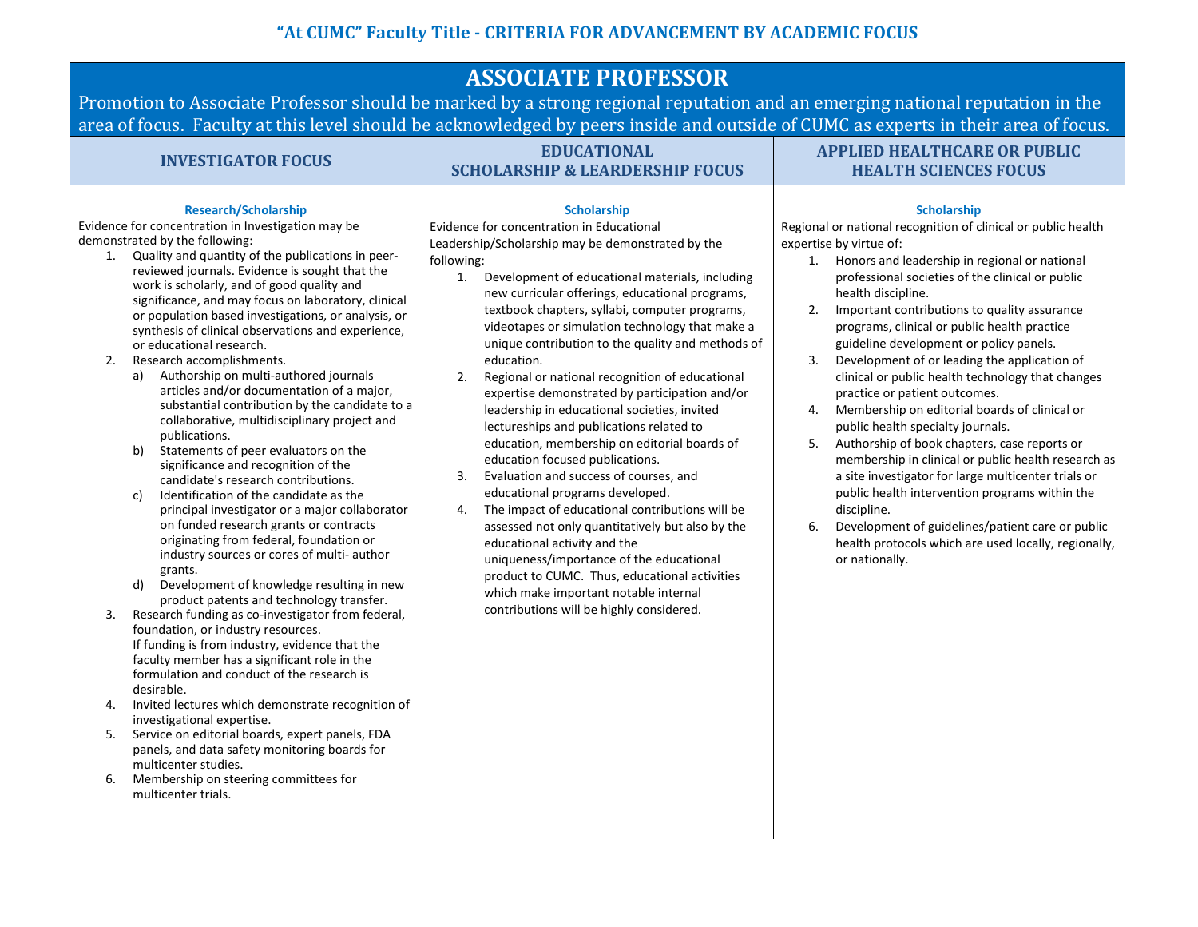## “At CUMC” Faculty Title - CRITERIA FOR ADVANCEMENT BY ACADEMIC FOCUS

# ASSOCIATE PROFESSOR

Promotion to Associate Professor should be marked by a strong regional reputation and an emerging national reputation in the area of focus. Faculty at this level should be acknowledged by peers inside and outside of CUMC as experts in their area of focus.

## INVESTIGATOR FOCUS

### Research/Scholarship

Evidence for concentration in Investigation may be demonstrated by the following:

1. Quality and quantity of the publications in peer-reviewed journals. Evidence is sought that the work is scholarly, and of good quality and significance, and may focus on laboratory, clinical or population based investigations, or analysis, or synthesis of clinical observations and experience, or educational research.
2. Research accomplishments.
   a) Authorship on multi-authored journals articles and/or documentation of a major, substantial contribution by the candidate to a collaborative, multidisciplinary project and publications.
   b) Statements of peer evaluators on the significance and recognition of the candidate's research contributions.
   c) Identification of the candidate as the principal investigator or a major collaborator on funded research grants or contracts originating from federal, foundation or industry sources or cores of multi- author grants.
   d) Development of knowledge resulting in new product patents and technology transfer.
3. Research funding as co-investigator from federal, foundation, or industry resources. If funding is from industry, evidence that the faculty member has a significant role in the formulation and conduct of the research is desirable.
4. Invited lectures which demonstrate recognition of investigational expertise.
5. Service on editorial boards, expert panels, FDA panels, and data safety monitoring boards for multicenter studies.
6. Membership on steering committees for multicenter trials.

## EDUCATIONAL SCHOLARSHIP & LEARDERSHIP FOCUS

### Scholarship

Evidence for concentration in Educational Leadership/Scholarship may be demonstrated by the following:

1. Development of educational materials, including new curricular offerings, educational programs, textbook chapters, syllabi, computer programs, videotapes or simulation technology that make a unique contribution to the quality and methods of education.
2. Regional or national recognition of educational expertise demonstrated by participation and/or leadership in educational societies, invited lectureships and publications related to education, membership on editorial boards of education focused publications.
3. Evaluation and success of courses, and educational programs developed.
4. The impact of educational contributions will be assessed not only quantitatively but also by the educational activity and the uniqueness/importance of the educational product to CUMC. Thus, educational activities which make important notable internal contributions will be highly considered.

## APPLIED HEALTHCARE OR PUBLIC HEALTH SCIENCES FOCUS

### Scholarship

Regional or national recognition of clinical or public health expertise by virtue of:

1. Honors and leadership in regional or national professional societies of the clinical or public health discipline.
2. Important contributions to quality assurance programs, clinical or public health practice guideline development or policy panels.
3. Development of or leading the application of clinical or public health technology that changes practice or patient outcomes.
4. Membership on editorial boards of clinical or public health specialty journals.
5. Authorship of book chapters, case reports or membership in clinical or public health research as a site investigator for large multicenter trials or public health intervention programs within the discipline.
6. Development of guidelines/patient care or public health protocols which are used locally, regionally, or nationally.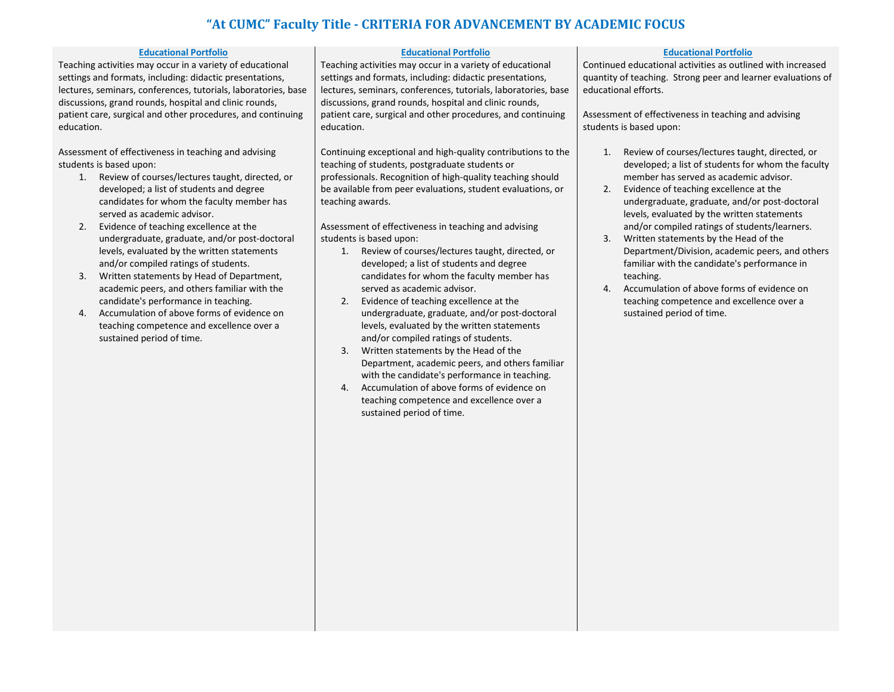# "At CUMC" Faculty Title - CRITERIA FOR ADVANCEMENT BY ACADEMIC FOCUS

### Educational Portfolio

Teaching activities may occur in a variety of educational settings and formats, including: didactic presentations, lectures, seminars, conferences, tutorials, laboratories, base discussions, grand rounds, hospital and clinic rounds, patient care, surgical and other procedures, and continuing education.

Assessment of effectiveness in teaching and advising students is based upon:

1. Review of courses/lectures taught, directed, or developed; a list of students and degree candidates for whom the faculty member has served as academic advisor.
2. Evidence of teaching excellence at the undergraduate, graduate, and/or post-doctoral levels, evaluated by the written statements and/or compiled ratings of students.
3. Written statements by Head of Department, academic peers, and others familiar with the candidate's performance in teaching.
4. Accumulation of above forms of evidence on teaching competence and excellence over a sustained period of time.

### Educational Portfolio

Teaching activities may occur in a variety of educational settings and formats, including: didactic presentations, lectures, seminars, conferences, tutorials, laboratories, base discussions, grand rounds, hospital and clinic rounds, patient care, surgical and other procedures, and continuing education.

Continuing exceptional and high-quality contributions to the teaching of students, postgraduate students or professionals. Recognition of high-quality teaching should be available from peer evaluations, student evaluations, or teaching awards.

Assessment of effectiveness in teaching and advising students is based upon:

1. Review of courses/lectures taught, directed, or developed; a list of students and degree candidates for whom the faculty member has served as academic advisor.
2. Evidence of teaching excellence at the undergraduate, graduate, and/or post-doctoral levels, evaluated by the written statements and/or compiled ratings of students.
3. Written statements by the Head of the Department, academic peers, and others familiar with the candidate's performance in teaching.
4. Accumulation of above forms of evidence on teaching competence and excellence over a sustained period of time.

### Educational Portfolio

Continued educational activities as outlined with increased quantity of teaching. Strong peer and learner evaluations of educational efforts.

Assessment of effectiveness in teaching and advising students is based upon:

1. Review of courses/lectures taught, directed, or developed; a list of students for whom the faculty member has served as academic advisor.
2. Evidence of teaching excellence at the undergraduate, graduate, and/or post-doctoral levels, evaluated by the written statements and/or compiled ratings of students/learners.
3. Written statements by the Head of the Department/Division, academic peers, and others familiar with the candidate's performance in teaching.
4. Accumulation of above forms of evidence on teaching competence and excellence over a sustained period of time.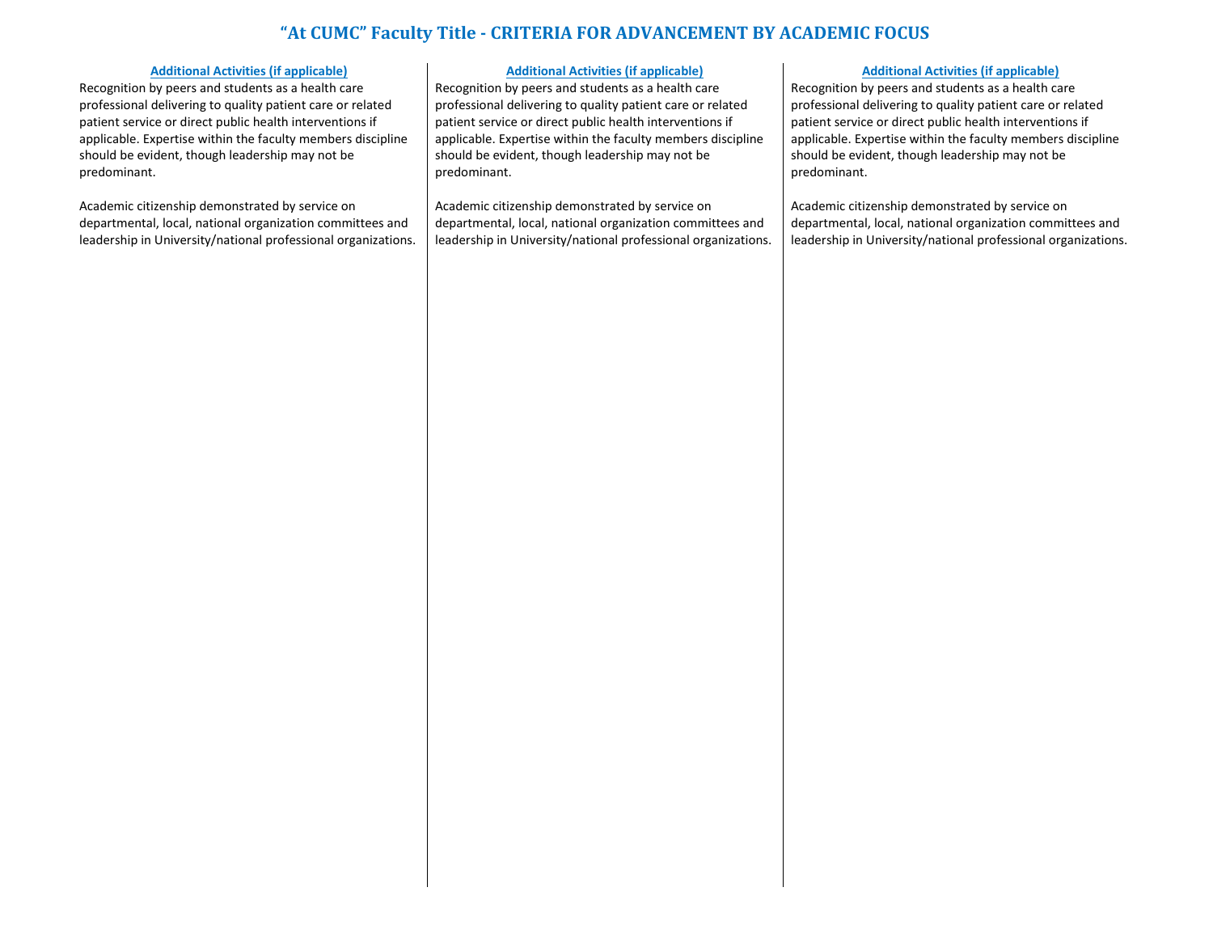# "At CUMC" Faculty Title - CRITERIA FOR ADVANCEMENT BY ACADEMIC FOCUS

### Additional Activities (if applicable)

Recognition by peers and students as a health care professional delivering to quality patient care or related patient service or direct public health interventions if applicable. Expertise within the faculty members discipline should be evident, though leadership may not be predominant.

Academic citizenship demonstrated by service on departmental, local, national organization committees and leadership in University/national professional organizations.

### Additional Activities (if applicable)

Recognition by peers and students as a health care professional delivering to quality patient care or related patient service or direct public health interventions if applicable. Expertise within the faculty members discipline should be evident, though leadership may not be predominant.

Academic citizenship demonstrated by service on departmental, local, national organization committees and leadership in University/national professional organizations.

### Additional Activities (if applicable)

Recognition by peers and students as a health care professional delivering to quality patient care or related patient service or direct public health interventions if applicable. Expertise within the faculty members discipline should be evident, though leadership may not be predominant.

Academic citizenship demonstrated by service on departmental, local, national organization committees and leadership in University/national professional organizations.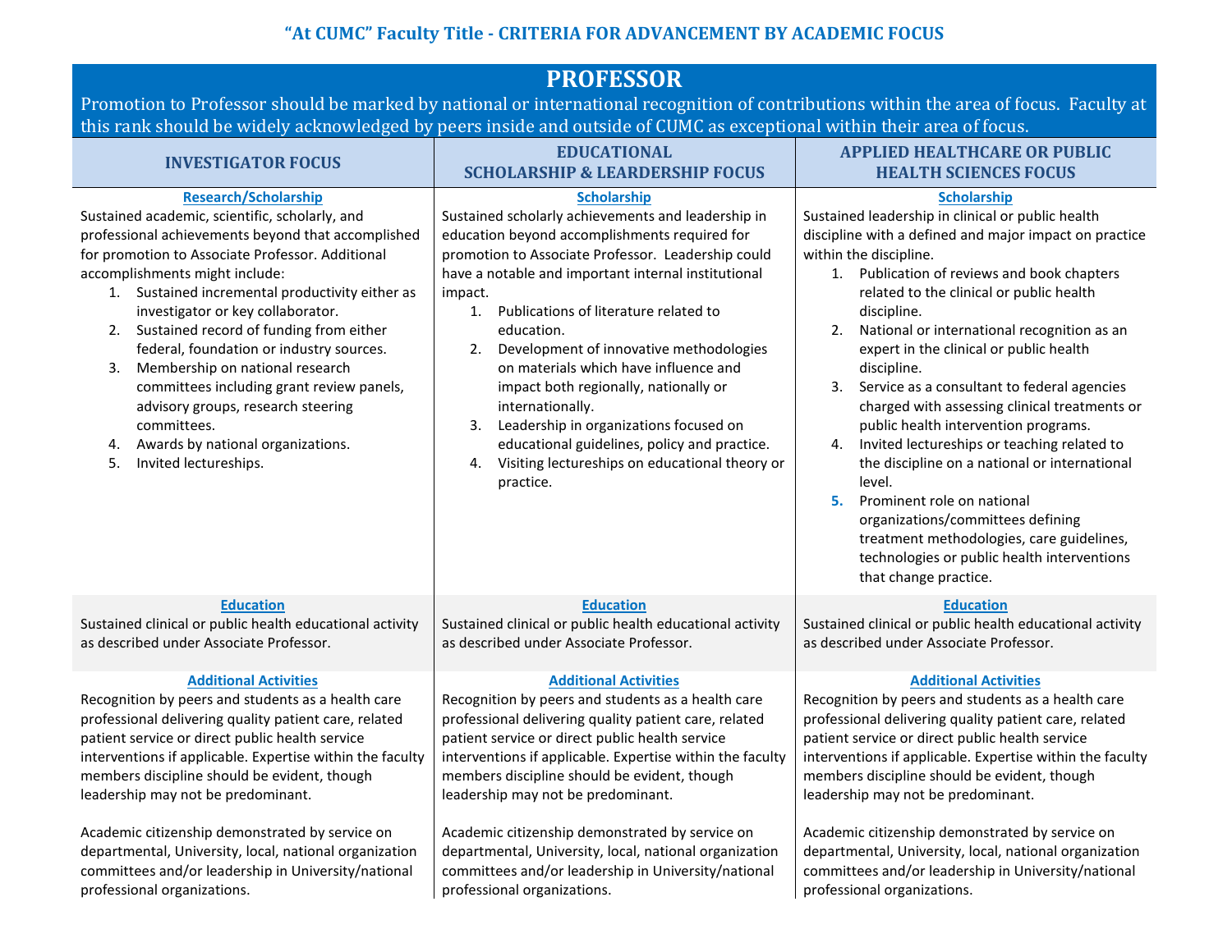## "At CUMC" Faculty Title - CRITERIA FOR ADVANCEMENT BY ACADEMIC FOCUS

# PROFESSOR

Promotion to Professor should be marked by national or international recognition of contributions within the area of focus. Faculty at this rank should be widely acknowledged by peers inside and outside of CUMC as exceptional within their area of focus.

| INVESTIGATOR FOCUS | EDUCATIONAL SCHOLARSHIP & LEARDERSHIP FOCUS | APPLIED HEALTHCARE OR PUBLIC HEALTH SCIENCES FOCUS |
|---|---|---|
| **Research/Scholarship**<br>Sustained academic, scientific, scholarly, and professional achievements beyond that accomplished for promotion to Associate Professor. Additional accomplishments might include:<br>1. Sustained incremental productivity either as investigator or key collaborator.<br>2. Sustained record of funding from either federal, foundation or industry sources.<br>3. Membership on national research committees including grant review panels, advisory groups, research steering committees.<br>4. Awards by national organizations.<br>5. Invited lectureships. | **Scholarship**<br>Sustained scholarly achievements and leadership in education beyond accomplishments required for promotion to Associate Professor. Leadership could have a notable and important internal institutional impact.<br>1. Publications of literature related to education.<br>2. Development of innovative methodologies on materials which have influence and impact both regionally, nationally or internationally.<br>3. Leadership in organizations focused on educational guidelines, policy and practice.<br>4. Visiting lectureships on educational theory or practice. | **Scholarship**<br>Sustained leadership in clinical or public health discipline with a defined and major impact on practice within the discipline.<br>1. Publication of reviews and book chapters related to the clinical or public health discipline.<br>2. National or international recognition as an expert in the clinical or public health discipline.<br>3. Service as a consultant to federal agencies charged with assessing clinical treatments or public health intervention programs.<br>4. Invited lectureships or teaching related to the discipline on a national or international level.<br>5. Prominent role on national organizations/committees defining treatment methodologies, care guidelines, technologies or public health interventions that change practice. |
| **Education**<br>Sustained clinical or public health educational activity as described under Associate Professor. | **Education**<br>Sustained clinical or public health educational activity as described under Associate Professor. | **Education**<br>Sustained clinical or public health educational activity as described under Associate Professor. |
| **Additional Activities**<br>Recognition by peers and students as a health care professional delivering quality patient care, related patient service or direct public health service interventions if applicable. Expertise within the faculty members discipline should be evident, though leadership may not be predominant.<br><br>Academic citizenship demonstrated by service on departmental, University, local, national organization committees and/or leadership in University/national professional organizations. | **Additional Activities**<br>Recognition by peers and students as a health care professional delivering quality patient care, related patient service or direct public health service interventions if applicable. Expertise within the faculty members discipline should be evident, though leadership may not be predominant.<br><br>Academic citizenship demonstrated by service on departmental, University, local, national organization committees and/or leadership in University/national professional organizations. | **Additional Activities**<br>Recognition by peers and students as a health care professional delivering quality patient care, related patient service or direct public health service interventions if applicable. Expertise within the faculty members discipline should be evident, though leadership may not be predominant.<br><br>Academic citizenship demonstrated by service on departmental, University, local, national organization committees and/or leadership in University/national professional organizations. |